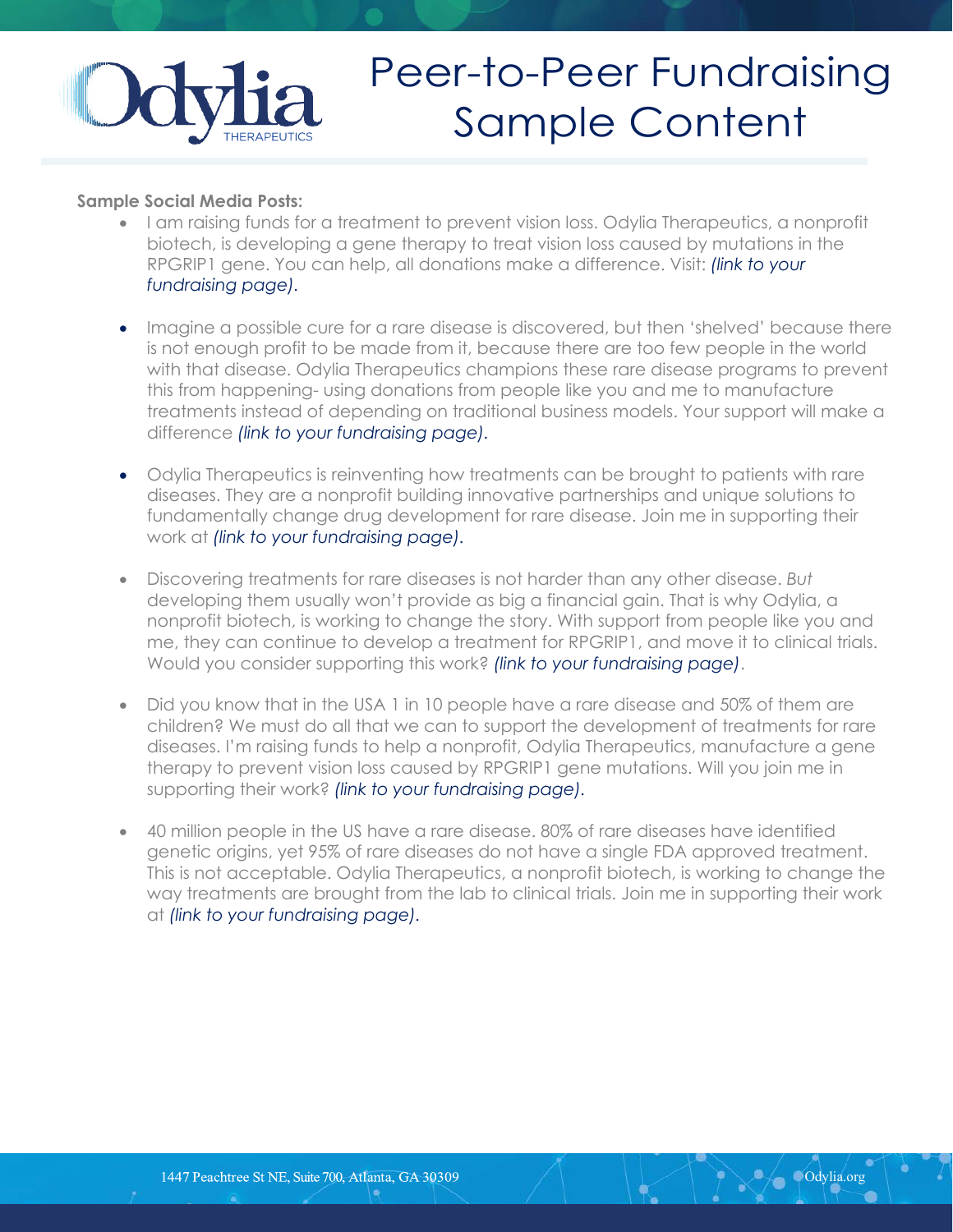# Peer-to-Peer Fundraising Sample Content

**Sample Social Media Posts:**

- I am raising funds for a treatment to prevent vision loss. Odylia Therapeutics, a nonprofit biotech, is developing a gene therapy to treat vision loss caused by mutations in the RPGRIP1 gene. You can help, all donations make a difference. Visit: *(link to your fundraising page).*

- Imagine a possible cure for a rare disease is discovered, but then 'shelved' because there is not enough profit to be made from it, because there are too few people in the world with that disease. Odylia Therapeutics champions these rare disease programs to prevent this from happening- using donations from people like you and me to manufacture treatments instead of depending on traditional business models. Your support will make a difference *(link to your fundraising page).*

- Odylia Therapeutics is reinventing how treatments can be brought to patients with rare diseases. They are a nonprofit building innovative partnerships and unique solutions to fundamentally change drug development for rare disease. Join me in supporting their work at *(link to your fundraising page).*

- Discovering treatments for rare diseases is not harder than any other disease. *But* developing them usually won't provide as big a financial gain. That is why Odylia, a nonprofit biotech, is working to change the story. With support from people like you and me, they can continue to develop a treatment for RPGRIP1, and move it to clinical trials. Would you consider supporting this work? *(link to your fundraising page)*.

- Did you know that in the USA 1 in 10 people have a rare disease and 50% of them are children? We must do all that we can to support the development of treatments for rare diseases. I'm raising funds to help a nonprofit, Odylia Therapeutics, manufacture a gene therapy to prevent vision loss caused by RPGRIP1 gene mutations. Will you join me in supporting their work? *(link to your fundraising page).*

- 40 million people in the US have a rare disease. 80% of rare diseases have identified genetic origins, yet 95% of rare diseases do not have a single FDA approved treatment. This is not acceptable. Odylia Therapeutics, a nonprofit biotech, is working to change the way treatments are brought from the lab to clinical trials. Join me in supporting their work at *(link to your fundraising page).*

1447 Peachtree St NE, Suite 700, Atlanta, GA 30309 Odylia.org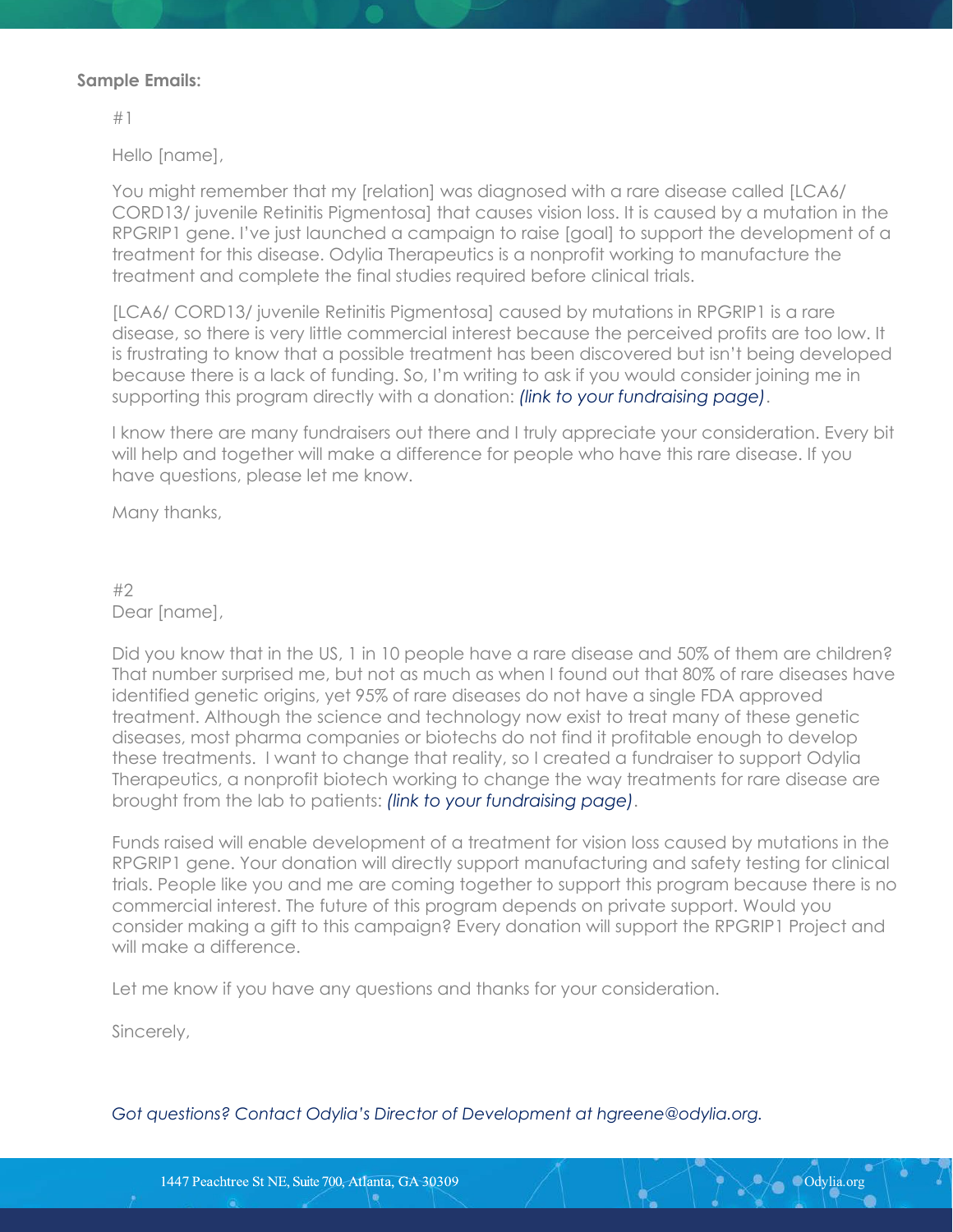**Sample Emails:**

#1

Hello [name],

You might remember that my [relation] was diagnosed with a rare disease called [LCA6/ CORD13/ juvenile Retinitis Pigmentosa] that causes vision loss. It is caused by a mutation in the RPGRIP1 gene. I've just launched a campaign to raise [goal] to support the development of a treatment for this disease. Odylia Therapeutics is a nonprofit working to manufacture the treatment and complete the final studies required before clinical trials.

[LCA6/ CORD13/ juvenile Retinitis Pigmentosa] caused by mutations in RPGRIP1 is a rare disease, so there is very little commercial interest because the perceived profits are too low. It is frustrating to know that a possible treatment has been discovered but isn't being developed because there is a lack of funding. So, I'm writing to ask if you would consider joining me in supporting this program directly with a donation: *(link to your fundraising page)*.

I know there are many fundraisers out there and I truly appreciate your consideration. Every bit will help and together will make a difference for people who have this rare disease. If you have questions, please let me know.

Many thanks,

#2

Dear [name],

Did you know that in the US, 1 in 10 people have a rare disease and 50% of them are children? That number surprised me, but not as much as when I found out that 80% of rare diseases have identified genetic origins, yet 95% of rare diseases do not have a single FDA approved treatment. Although the science and technology now exist to treat many of these genetic diseases, most pharma companies or biotechs do not find it profitable enough to develop these treatments. I want to change that reality, so I created a fundraiser to support Odylia Therapeutics, a nonprofit biotech working to change the way treatments for rare disease are brought from the lab to patients: *(link to your fundraising page)*.

Funds raised will enable development of a treatment for vision loss caused by mutations in the RPGRIP1 gene. Your donation will directly support manufacturing and safety testing for clinical trials. People like you and me are coming together to support this program because there is no commercial interest. The future of this program depends on private support. Would you consider making a gift to this campaign? Every donation will support the RPGRIP1 Project and will make a difference.

Let me know if you have any questions and thanks for your consideration.

Sincerely,

*Got questions? Contact Odylia's Director of Development at hgreene@odylia.org.*

1447 Peachtree St NE, Suite 700, Atlanta, GA 30309

Odylia.org